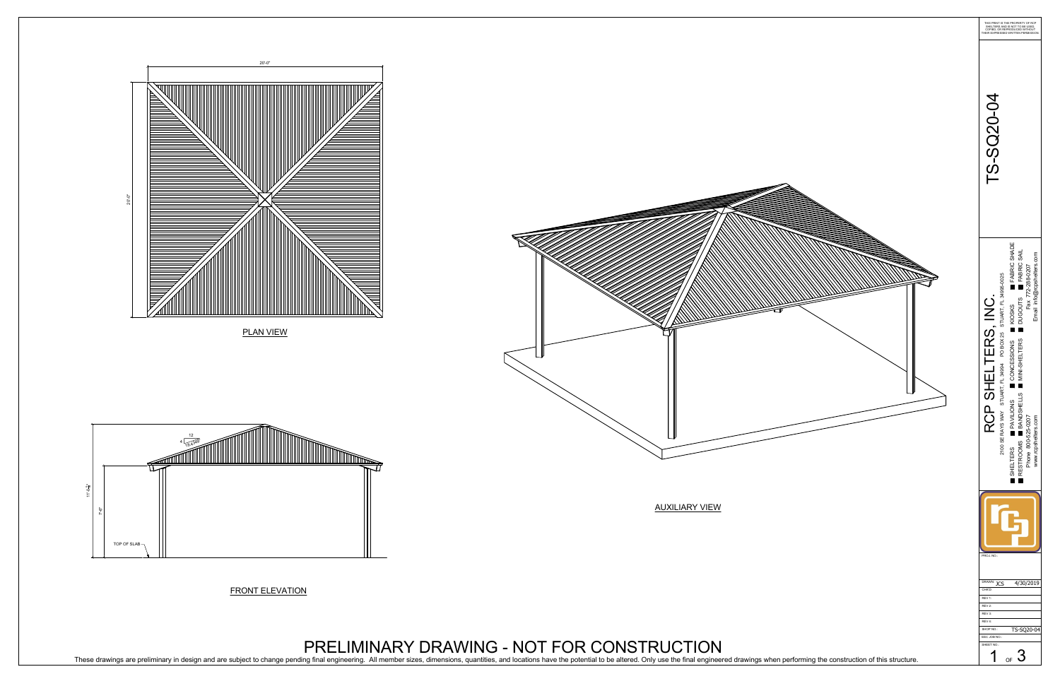THIS PRINT IS THE PROPERTY OF RCP SHELTERS AND IS NOT TO BE USED, COPIED, OR REPRODUCED WITHOUT THEIR EXPRESSED WRITTEN PERMISSION.

# TS-SQ20-04

## RCP SHELTERS, INC.

2100 SE RAYS WAY STUART, FL 34994 PO BOX 25 STUART, FL 34995-0025

- SHELTERS
- PAVILIONS
- CONCESSIONS
- KIOSKS
- FABRIC SHADE
- RESTROOMS
- BANDSHELLS
- MINI-SHELTERS
- DUGOUTS
- FABRIC SAIL

Phone: 800-525-2077 Fax: 772-288-0207

www.rcpshelters.com Email: info@rcpshelters.com

20'-0"

20'-0"

PLAN VIEW

12

4

18.43°

11'-3 5/8"

7'-0"

TOP OF SLAB

FRONT ELEVATION

AUXILIARY VIEW

| | |
|---|---|
| PROJ. NO.: | |
| DRAWN: JCS | 4/30/2019 |
| CHK'D: | |
| REV 1: | |
| REV 2: | |
| REV 3: | |
| REV 4: | |
| SHOP NO.: | TS-SQ20-04 |
| SSC JOB NO.: | |
| SHEET NO.: | 1 OF 3 |

# PRELIMINARY DRAWING - NOT FOR CONSTRUCTION

These drawings are preliminary in design and are subject to change pending final engineering. All member sizes, dimensions, quantities, and locations have the potential to be altered. Only use the final engineered drawings when performing the construction of this structure.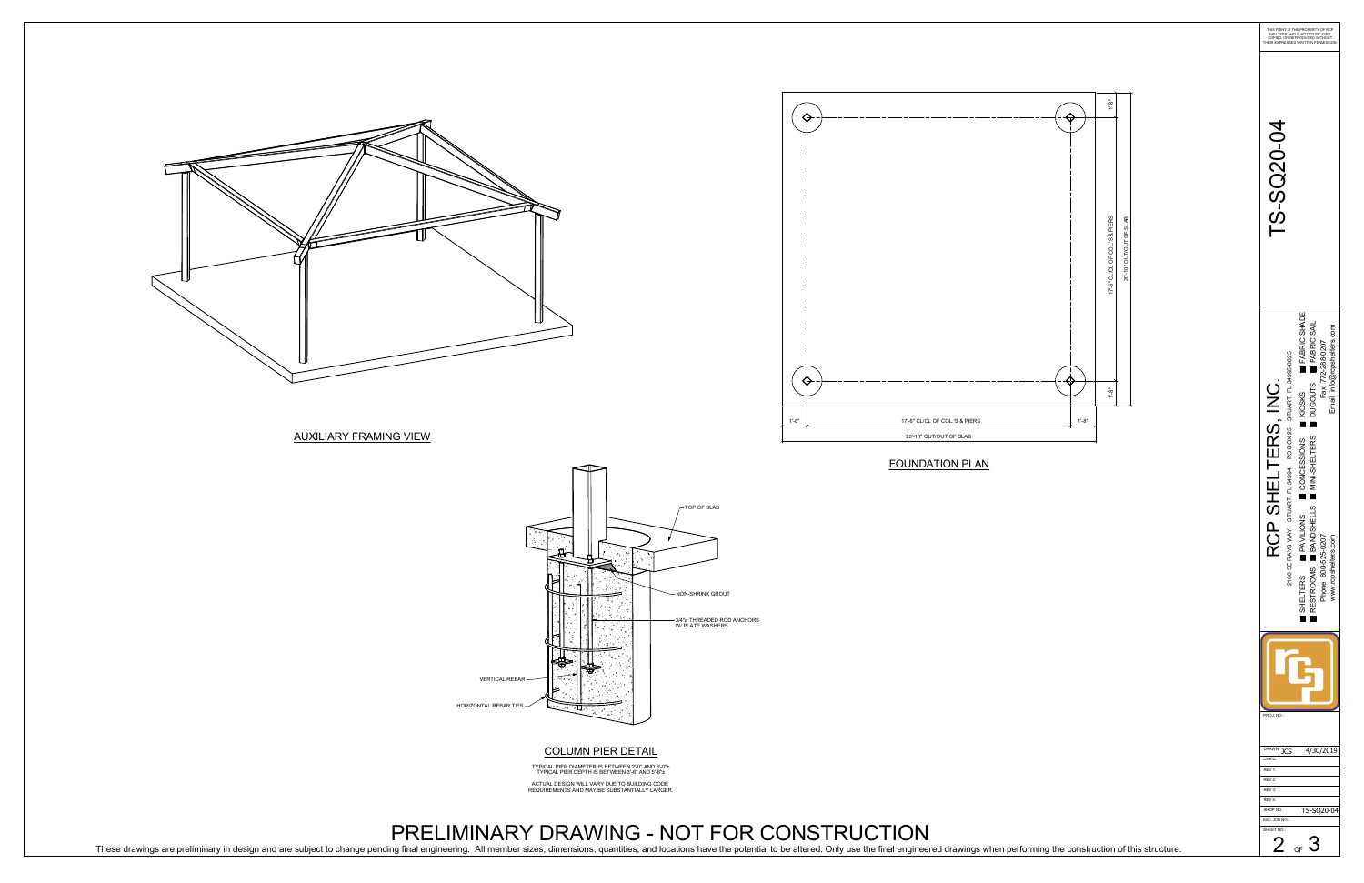## AUXILIARY FRAMING VIEW

## FOUNDATION PLAN

1'-8"

17'-6" CL/CL OF COL.'S & PIERS

20'-10" OUT/OUT OF SLAB

1'-8"

## COLUMN PIER DETAIL

TOP OF SLAB

NON-SHRINK GROUT

3/4"ø THREADED ROD ANCHORS W/ PLATE WASHERS

VERTICAL REBAR

HORIZONTAL REBAR TIES

TYPICAL PIER DIAMETER IS BETWEEN 2'-0" AND 3'-0"ø
TYPICAL PIER DEPTH IS BETWEEN 3'-6" AND 5'-6"ø

ACTUAL DESIGN WILL VARY DUE TO BUILDING CODE REQUIREMENTS AND MAY BE SUBSTANTIALLY LARGER.

# PRELIMINARY DRAWING - NOT FOR CONSTRUCTION

These drawings are preliminary in design and are subject to change pending final engineering. All member sizes, dimensions, quantities, and locations have the potential to be altered. Only use the final engineered drawings when performing the construction of this structure.

THIS PRINT IS THE PROPERTY OF RCP SHELTERS AND IS NOT TO BE USED, COPIED, OR REPRODUCED WITHOUT THEIR EXPRESSED WRITTEN PERMISSION.

# TS-SQ20-04

## RCP SHELTERS, INC.

2100 SE RAYS WAY STUART, FL 34994 PO BOX 25 STUART, FL 34995-0025

- SHELTERS
- PAVILIONS
- CONCESSIONS
- KIOSKS
- FABRIC SHADE
- RESTROOMS
- BANDSHELLS
- MINI-SHELTERS
- DUGOUTS
- FABRIC SAIL

Phone 800-525-0207 Fax 772-288-0207
www.rcpshelters.com Email info@rcpshelters.com

| | |
|---|---|
| PROJ. NO.: | |
| DRAWN: JCS | 4/30/2019 |
| CHK'D: | |
| REV 1: | |
| REV 2: | |
| REV 3: | |
| REV 4: | |
| SHOP NO.: | TS-SQ20-04 |
| SEC. JOB NO.: | |
| SHEET NO.: | 2 OF 3 |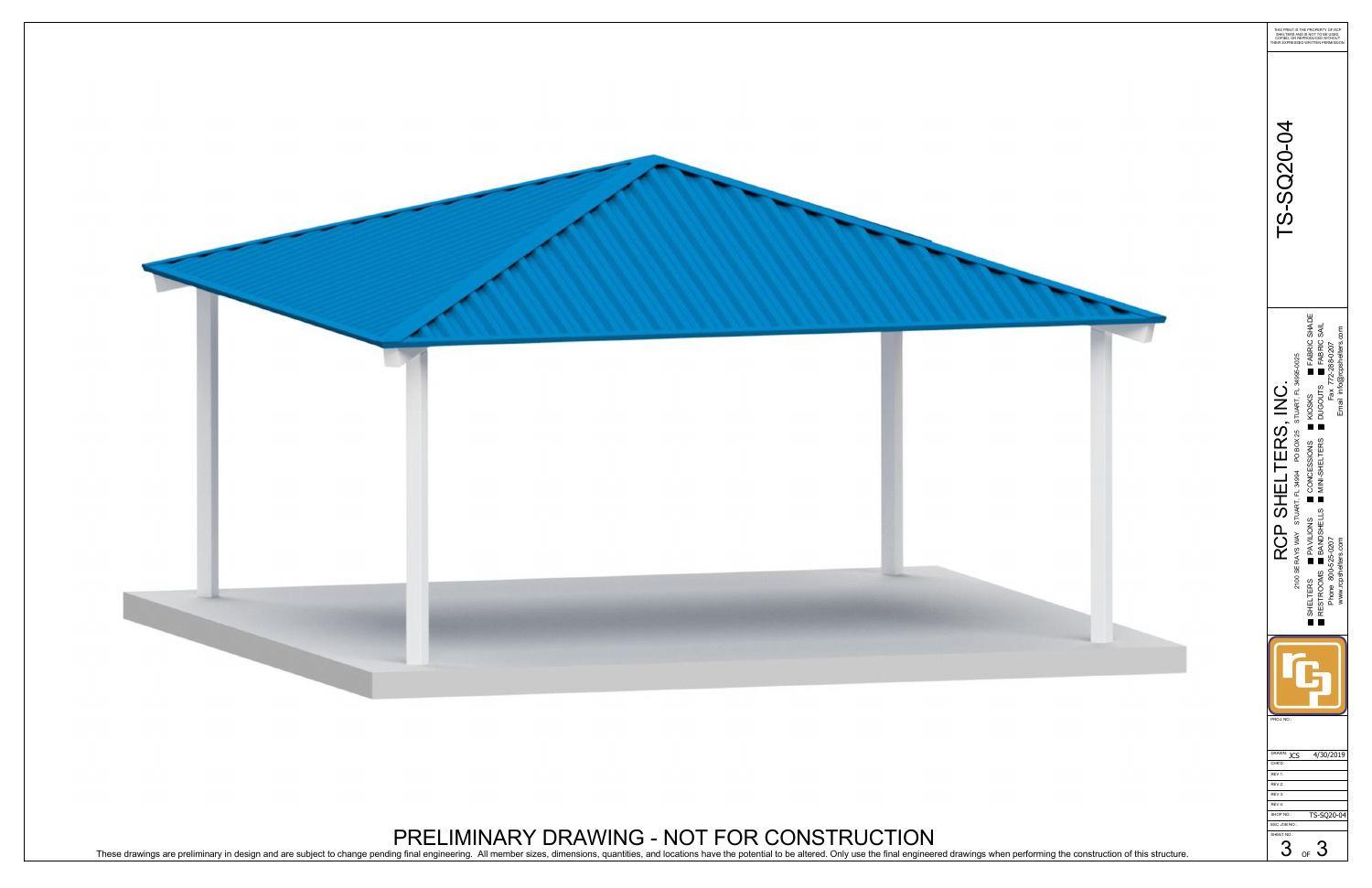# PRELIMINARY DRAWING - NOT FOR CONSTRUCTION

These drawings are preliminary in design and are subject to change pending final engineering. All member sizes, dimensions, quantities, and locations have the potential to be altered. Only use the final engineered drawings when performing the construction of this structure.

THIS PRINT IS THE PROPERTY OF RCP SHELTERS AND IS NOT TO BE USED, COPIED, OR REPRODUCED WITHOUT THEIR EXPRESSED WRITTEN PERMISSION.

## TS-SQ20-04

## RCP SHELTERS, INC.

2100 SE RAYS WAY STUART, FL 34994 PO BOX 25 STUART, FL 34995-0025

- SHELTERS
- PAVILIONS
- CONCESSIONS
- KIOSKS
- FABRIC SHADE
- RESTROOMS
- BANDSHELLS
- MINI-SHELTERS
- DUGOUTS
- FABRIC SAIL

Phone 800-525-0207 Fax 772-288-0207
www.rcpshelters.com Email info@rcpshelters.com

| | |
|---|---|
| PROJ. NO.: | |
| DRAWN: JCS | 4/30/2019 |
| CHKD: | |
| REV 1: | |
| REV 2: | |
| REV 3: | |
| REV 4: | |
| SHOP NO.: | TS-SQ20-04 |
| SEC JOB NO.: | |
| SHEET NO.: | 3 OF 3 |